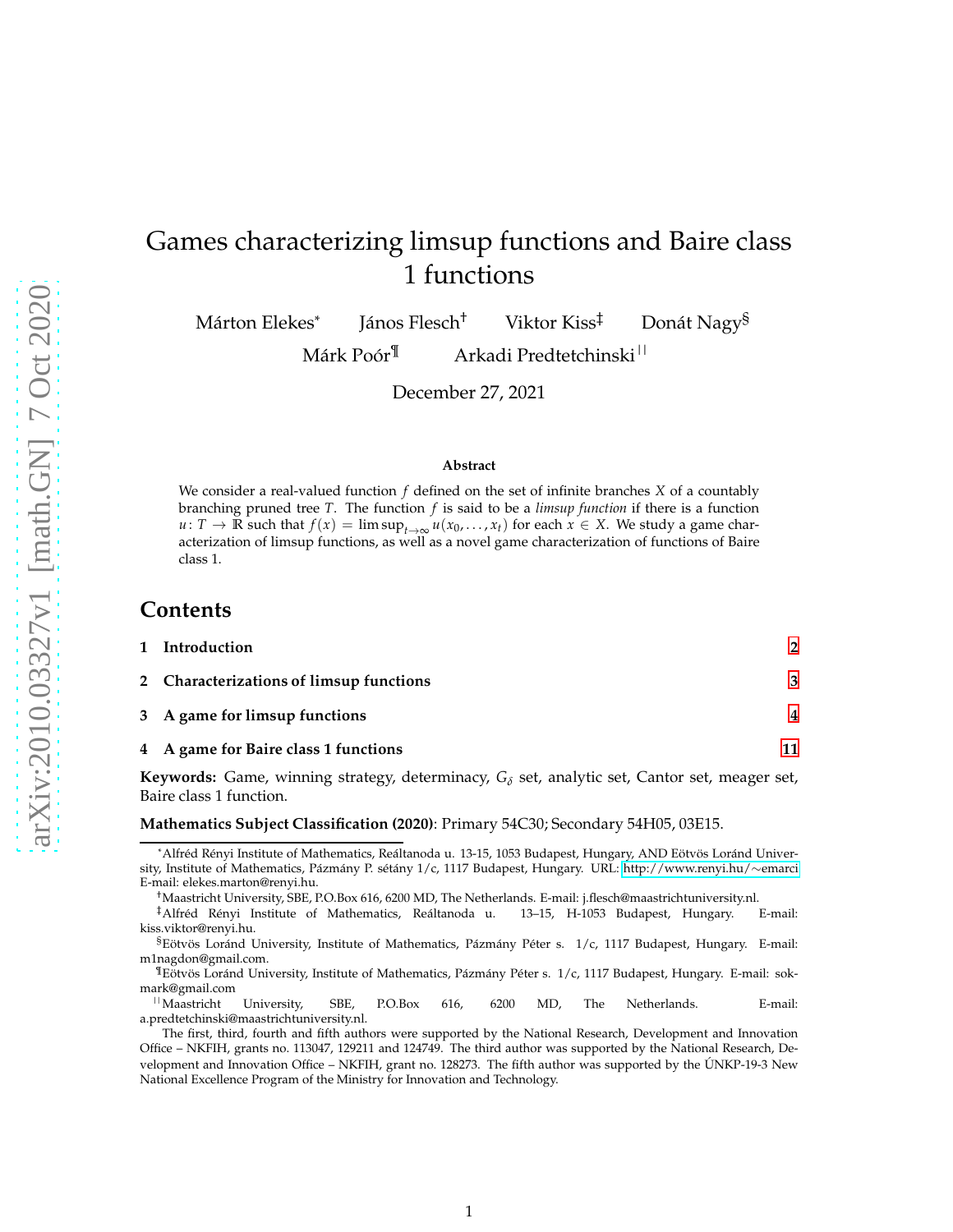# Games characterizing limsup functions and Baire class 1 functions

Márton Elekes[*] János Flesch[†] Viktor Kiss[‡] Donát Nagy[§]
Márk Poór[¶] Arkadi Predtetchinski[||]

December 27, 2021

### Abstract

We consider a real-valued function $f$ defined on the set of infinite branches $X$ of a countably branching pruned tree $T$. The function $f$ is said to be a *limsup function* if there is a function $u: T \to \mathbb{R}$ such that $f(x) = \limsup_{t\to\infty} u(x_0, \ldots, x_t)$ for each $x \in X$. We study a game characterization of limsup functions, as well as a novel game characterization of functions of Baire class 1.

## Contents

1. **Introduction** — 2
2. **Characterizations of limsup functions** — 3
3. **A game for limsup functions** — 4
4. **A game for Baire class 1 functions** — 11

**Keywords:** Game, winning strategy, determinacy, $G_\delta$ set, analytic set, Cantor set, meager set, Baire class 1 function.

**Mathematics Subject Classification (2020)**: Primary 54C30; Secondary 54H05, 03E15.

---

[*] Alfréd Rényi Institute of Mathematics, Reáltanoda u. 13-15, 1053 Budapest, Hungary, AND Eötvös Loránd University, Institute of Mathematics, Pázmány P. sétány 1/c, 1117 Budapest, Hungary. URL: http://www.renyi.hu/∼emarci E-mail: elekes.marton@renyi.hu.

[†] Maastricht University, SBE, P.O.Box 616, 6200 MD, The Netherlands. E-mail: j.flesch@maastrichtuniversity.nl.

[‡] Alfréd Rényi Institute of Mathematics, Reáltanoda u. 13–15, H-1053 Budapest, Hungary. E-mail: kiss.viktor@renyi.hu.

[§] Eötvös Loránd University, Institute of Mathematics, Pázmány Péter s. 1/c, 1117 Budapest, Hungary. E-mail: m1nagdon@gmail.com.

[¶] Eötvös Loránd University, Institute of Mathematics, Pázmány Péter s. 1/c, 1117 Budapest, Hungary. E-mail: sokmark@gmail.com

[||] Maastricht University, SBE, P.O.Box 616, 6200 MD, The Netherlands. E-mail: a.predtetchinski@maastrichtuniversity.nl.

The first, third, fourth and fifth authors were supported by the National Research, Development and Innovation Office – NKFIH, grants no. 113047, 129211 and 124749. The third author was supported by the National Research, Development and Innovation Office – NKFIH, grant no. 128273. The fifth author was supported by the ÚNKP-19-3 New National Excellence Program of the Ministry for Innovation and Technology.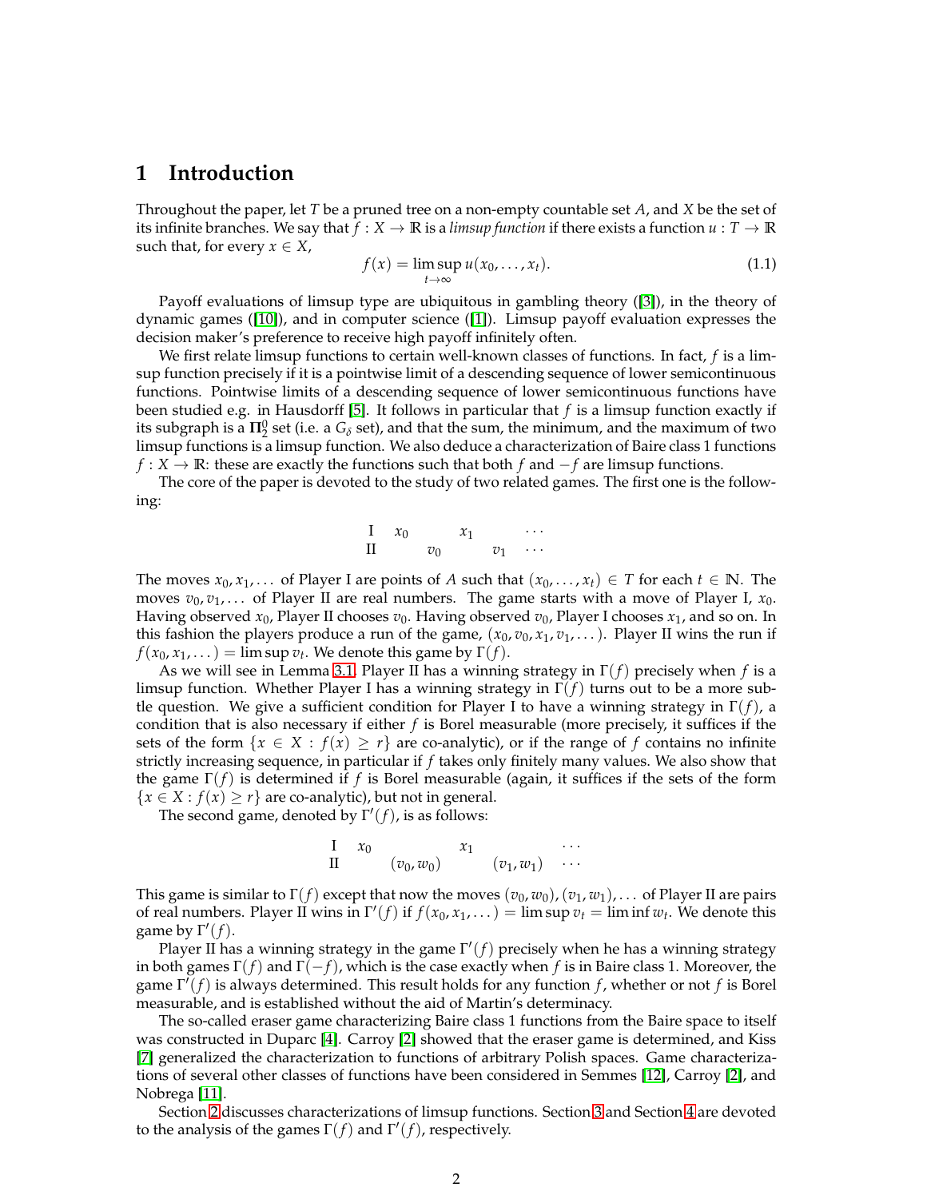# 1 Introduction

Throughout the paper, let $T$ be a pruned tree on a non-empty countable set $A$, and $X$ be the set of its infinite branches. We say that $f : X \to \mathbb{R}$ is a *limsup function* if there exists a function $u : T \to \mathbb{R}$ such that, for every $x \in X$,

$$f(x) = \limsup_{t\to\infty} u(x_0, \ldots, x_t). \tag{1.1}$$

Payoff evaluations of limsup type are ubiquitous in gambling theory ([3]), in the theory of dynamic games ([10]), and in computer science ([1]). Limsup payoff evaluation expresses the decision maker's preference to receive high payoff infinitely often.

We first relate limsup functions to certain well-known classes of functions. In fact, $f$ is a limsup function precisely if it is a pointwise limit of a descending sequence of lower semicontinuous functions. Pointwise limits of a descending sequence of lower semicontinuous functions have been studied e.g. in Hausdorff [5]. It follows in particular that $f$ is a limsup function exactly if its subgraph is a $\mathbf{\Pi}^0_2$ set (i.e. a $G_\delta$ set), and that the sum, the minimum, and the maximum of two limsup functions is a limsup function. We also deduce a characterization of Baire class 1 functions $f : X \to \mathbb{R}$: these are exactly the functions such that both $f$ and $-f$ are limsup functions.

The core of the paper is devoted to the study of two related games. The first one is the following:

$$\begin{array}{lccccc} \text{I} & x_0 & & x_1 & & \cdots \\ \text{II} & & v_0 & & v_1 & \cdots \end{array}$$

The moves $x_0, x_1, \ldots$ of Player I are points of $A$ such that $(x_0, \ldots, x_t) \in T$ for each $t \in \mathbb{N}$. The moves $v_0, v_1, \ldots$ of Player II are real numbers. The game starts with a move of Player I, $x_0$. Having observed $x_0$, Player II chooses $v_0$. Having observed $v_0$, Player I chooses $x_1$, and so on. In this fashion the players produce a run of the game, $(x_0, v_0, x_1, v_1, \ldots)$. Player II wins the run if $f(x_0, x_1, \ldots) = \limsup v_t$. We denote this game by $\Gamma(f)$.

As we will see in Lemma 3.1, Player II has a winning strategy in $\Gamma(f)$ precisely when $f$ is a limsup function. Whether Player I has a winning strategy in $\Gamma(f)$ turns out to be a more subtle question. We give a sufficient condition for Player I to have a winning strategy in $\Gamma(f)$, a condition that is also necessary if either $f$ is Borel measurable (more precisely, it suffices if the sets of the form $\{x \in X : f(x) \geq r\}$ are co-analytic), or if the range of $f$ contains no infinite strictly increasing sequence, in particular if $f$ takes only finitely many values. We also show that the game $\Gamma(f)$ is determined if $f$ is Borel measurable (again, it suffices if the sets of the form $\{x \in X : f(x) \geq r\}$ are co-analytic), but not in general.

The second game, denoted by $\Gamma'(f)$, is as follows:

$$\begin{array}{lccccc} \text{I} & x_0 & & x_1 & & \cdots \\ \text{II} & & (v_0, w_0) & & (v_1, w_1) & \cdots \end{array}$$

This game is similar to $\Gamma(f)$ except that now the moves $(v_0, w_0), (v_1, w_1), \ldots$ of Player II are pairs of real numbers. Player II wins in $\Gamma'(f)$ if $f(x_0, x_1, \ldots) = \limsup v_t = \liminf w_t$. We denote this game by $\Gamma'(f)$.

Player II has a winning strategy in the game $\Gamma'(f)$ precisely when he has a winning strategy in both games $\Gamma(f)$ and $\Gamma(-f)$, which is the case exactly when $f$ is in Baire class 1. Moreover, the game $\Gamma'(f)$ is always determined. This result holds for any function $f$, whether or not $f$ is Borel measurable, and is established without the aid of Martin's determinacy.

The so-called eraser game characterizing Baire class 1 functions from the Baire space to itself was constructed in Duparc [4]. Carroy [2] showed that the eraser game is determined, and Kiss [7] generalized the characterization to functions of arbitrary Polish spaces. Game characterizations of several other classes of functions have been considered in Semmes [12], Carroy [2], and Nobrega [11].

Section 2 discusses characterizations of limsup functions. Section 3 and Section 4 are devoted to the analysis of the games $\Gamma(f)$ and $\Gamma'(f)$, respectively.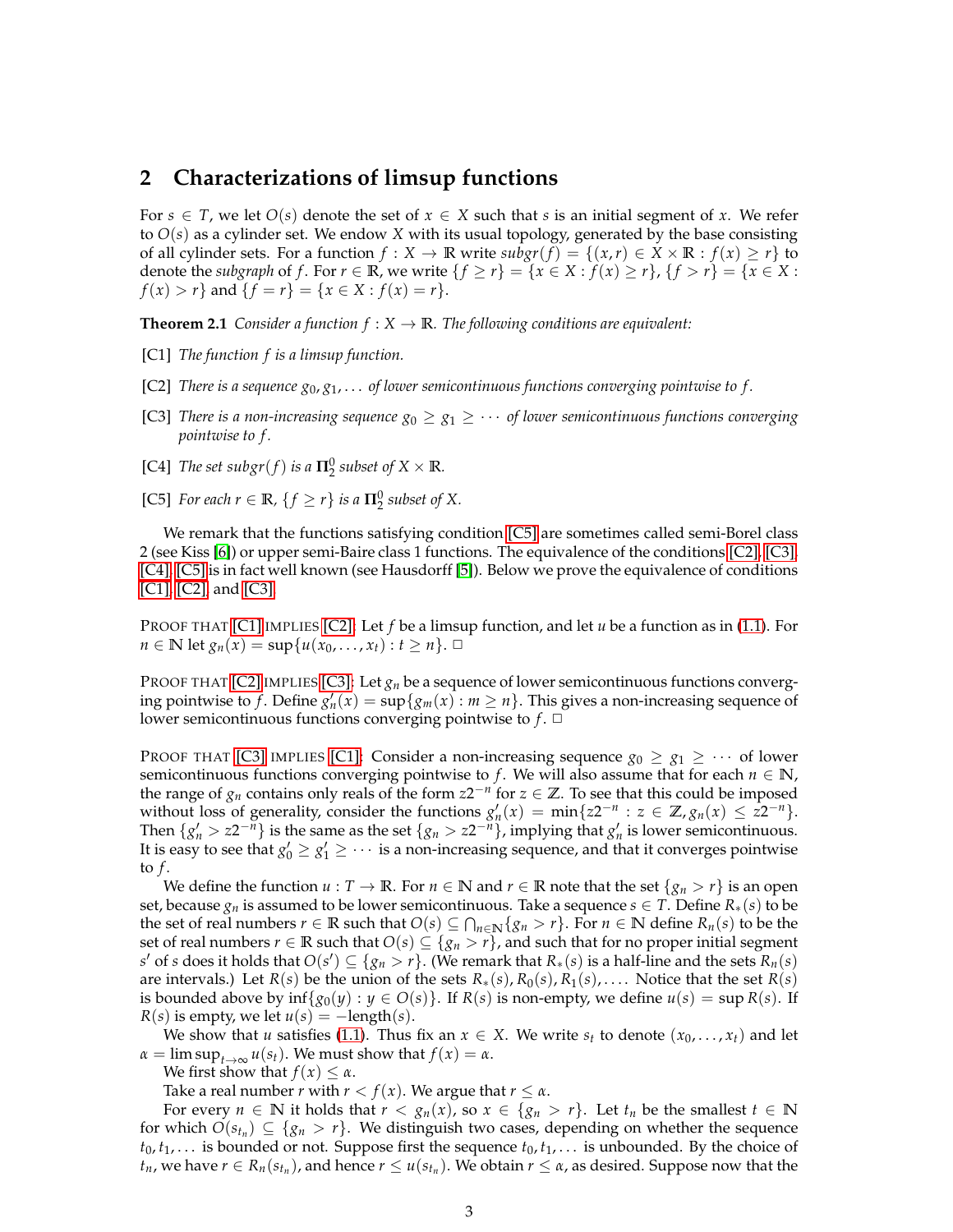## 2 Characterizations of limsup functions

For $s \in T$, we let $O(s)$ denote the set of $x \in X$ such that $s$ is an initial segment of $x$. We refer to $O(s)$ as a cylinder set. We endow $X$ with its usual topology, generated by the base consisting of all cylinder sets. For a function $f : X \to \mathbb{R}$ write $subgr(f) = \{(x, r) \in X \times \mathbb{R} : f(x) \geq r\}$ to denote the *subgraph* of $f$. For $r \in \mathbb{R}$, we write $\{f \geq r\} = \{x \in X : f(x) \geq r\}$, $\{f > r\} = \{x \in X : f(x) > r\}$ and $\{f = r\} = \{x \in X : f(x) = r\}$.

**Theorem 2.1** *Consider a function $f : X \to \mathbb{R}$. The following conditions are equivalent:*

[C1] *The function $f$ is a limsup function.*

[C2] *There is a sequence $g_0, g_1, \ldots$ of lower semicontinuous functions converging pointwise to $f$.*

[C3] *There is a non-increasing sequence $g_0 \geq g_1 \geq \cdots$ of lower semicontinuous functions converging pointwise to $f$.*

[C4] *The set $subgr(f)$ is a $\mathbf{\Pi}^0_2$ subset of $X \times \mathbb{R}$.*

[C5] *For each $r \in \mathbb{R}$, $\{f \geq r\}$ is a $\mathbf{\Pi}^0_2$ subset of $X$.*

We remark that the functions satisfying condition [C5] are sometimes called semi-Borel class 2 (see Kiss [6]) or upper semi-Baire class 1 functions. The equivalence of the conditions [C2], [C3], [C4], [C5] is in fact well known (see Hausdorff [5]). Below we prove the equivalence of conditions [C1], [C2], and [C3].

Proof that [C1] implies [C2]: Let $f$ be a limsup function, and let $u$ be a function as in (1.1). For $n \in \mathbb{N}$ let $g_n(x) = \sup\{u(x_0, \ldots, x_t) : t \geq n\}$. □

Proof that [C2] implies [C3]: Let $g_n$ be a sequence of lower semicontinuous functions converging pointwise to $f$. Define $g'_n(x) = \sup\{g_m(x) : m \geq n\}$. This gives a non-increasing sequence of lower semicontinuous functions converging pointwise to $f$. □

Proof that [C3] implies [C1]: Consider a non-increasing sequence $g_0 \geq g_1 \geq \cdots$ of lower semicontinuous functions converging pointwise to $f$. We will also assume that for each $n \in \mathbb{N}$, the range of $g_n$ contains only reals of the form $z2^{-n}$ for $z \in \mathbb{Z}$. To see that this could be imposed without loss of generality, consider the functions $g'_n(x) = \min\{z2^{-n} : z \in \mathbb{Z}, g_n(x) \leq z2^{-n}\}$. Then $\{g'_n > z2^{-n}\}$ is the same as the set $\{g_n > z2^{-n}\}$, implying that $g'_n$ is lower semicontinuous. It is easy to see that $g'_0 \geq g'_1 \geq \cdots$ is a non-increasing sequence, and that it converges pointwise to $f$.

We define the function $u : T \to \mathbb{R}$. For $n \in \mathbb{N}$ and $r \in \mathbb{R}$ note that the set $\{g_n > r\}$ is an open set, because $g_n$ is assumed to be lower semicontinuous. Take a sequence $s \in T$. Define $R_*(s)$ to be the set of real numbers $r \in \mathbb{R}$ such that $O(s) \subseteq \bigcap_{n \in \mathbb{N}} \{g_n > r\}$. For $n \in \mathbb{N}$ define $R_n(s)$ to be the set of real numbers $r \in \mathbb{R}$ such that $O(s) \subseteq \{g_n > r\}$, and such that for no proper initial segment $s'$ of $s$ does it holds that $O(s') \subseteq \{g_n > r\}$. (We remark that $R_*(s)$ is a half-line and the sets $R_n(s)$ are intervals.) Let $R(s)$ be the union of the sets $R_*(s), R_0(s), R_1(s), \ldots$. Notice that the set $R(s)$ is bounded above by $\inf\{g_0(y) : y \in O(s)\}$. If $R(s)$ is non-empty, we define $u(s) = \sup R(s)$. If $R(s)$ is empty, we let $u(s) = -\text{length}(s)$.

We show that $u$ satisfies (1.1). Thus fix an $x \in X$. We write $s_t$ to denote $(x_0, \ldots, x_t)$ and let $\alpha = \limsup_{t \to \infty} u(s_t)$. We must show that $f(x) = \alpha$.

We first show that $f(x) \leq \alpha$.

Take a real number $r$ with $r < f(x)$. We argue that $r \leq \alpha$.

For every $n \in \mathbb{N}$ it holds that $r < g_n(x)$, so $x \in \{g_n > r\}$. Let $t_n$ be the smallest $t \in \mathbb{N}$ for which $O(s_{t_n}) \subseteq \{g_n > r\}$. We distinguish two cases, depending on whether the sequence $t_0, t_1, \ldots$ is bounded or not. Suppose first the sequence $t_0, t_1, \ldots$ is unbounded. By the choice of $t_n$, we have $r \in R_n(s_{t_n})$, and hence $r \leq u(s_{t_n})$. We obtain $r \leq \alpha$, as desired. Suppose now that the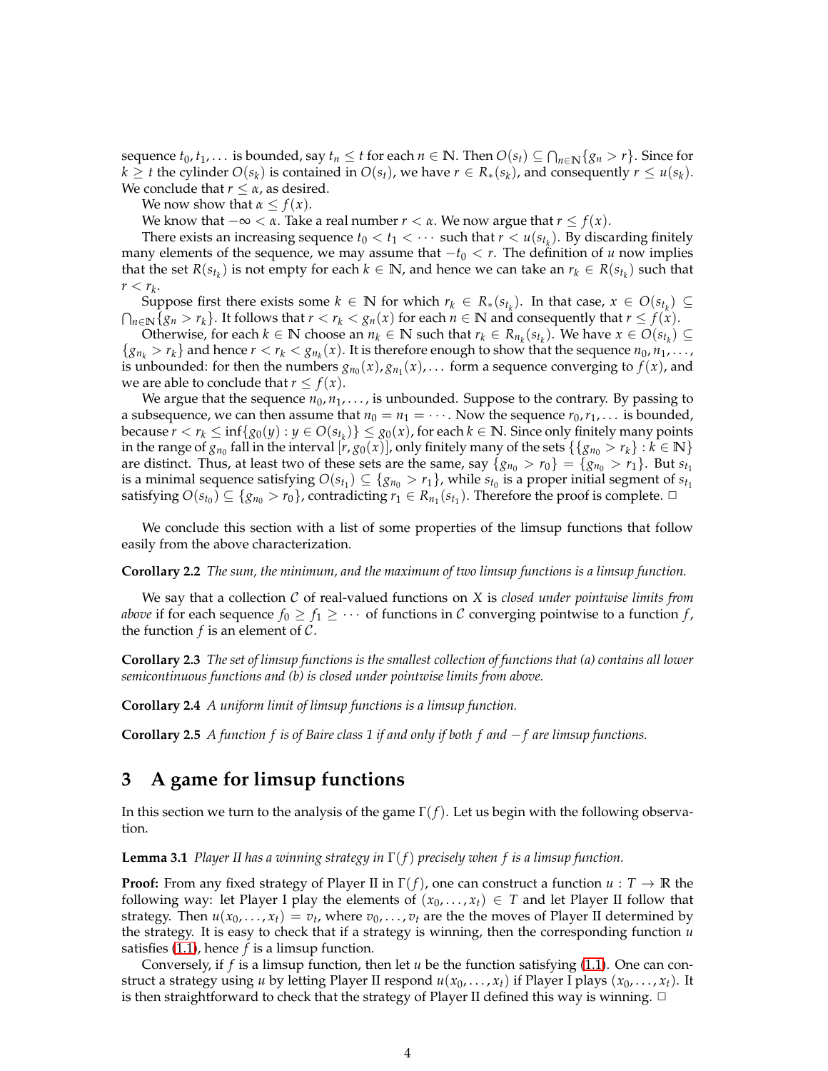sequence $t_0, t_1, \dots$ is bounded, say $t_n \le t$ for each $n \in \mathbb{N}$. Then $O(s_t) \subseteq \bigcap_{n\in\mathbb{N}}\{g_n > r\}$. Since for $k \ge t$ the cylinder $O(s_k)$ is contained in $O(s_t)$, we have $r \in R_*(s_k)$, and consequently $r \le u(s_k)$. We conclude that $r \le \alpha$, as desired.

We now show that $\alpha \le f(x)$.

We know that $-\infty < \alpha$. Take a real number $r < \alpha$. We now argue that $r \le f(x)$.

There exists an increasing sequence $t_0 < t_1 < \cdots$ such that $r < u(s_{t_k})$. By discarding finitely many elements of the sequence, we may assume that $-t_0 < r$. The definition of $u$ now implies that the set $R(s_{t_k})$ is not empty for each $k \in \mathbb{N}$, and hence we can take an $r_k \in R(s_{t_k})$ such that $r < r_k$.

Suppose first there exists some $k \in \mathbb{N}$ for which $r_k \in R_*(s_{t_k})$. In that case, $x \in O(s_{t_k}) \subseteq \bigcap_{n\in\mathbb{N}}\{g_n > r_k\}$. It follows that $r < r_k < g_n(x)$ for each $n \in \mathbb{N}$ and consequently that $r \le f(x)$.

Otherwise, for each $k \in \mathbb{N}$ choose an $n_k \in \mathbb{N}$ such that $r_k \in R_{n_k}(s_{t_k})$. We have $x \in O(s_{t_k}) \subseteq \{g_{n_k} > r_k\}$ and hence $r < r_k < g_{n_k}(x)$. It is therefore enough to show that the sequence $n_0, n_1, \dots,$ is unbounded: for then the numbers $g_{n_0}(x), g_{n_1}(x), \dots$ form a sequence converging to $f(x)$, and we are able to conclude that $r \le f(x)$.

We argue that the sequence $n_0, n_1, \dots,$ is unbounded. Suppose to the contrary. By passing to a subsequence, we can then assume that $n_0 = n_1 = \cdots$. Now the sequence $r_0, r_1, \dots$ is bounded, because $r < r_k \le \inf\{g_0(y) : y \in O(s_{t_k})\} \le g_0(x)$, for each $k \in \mathbb{N}$. Since only finitely many points in the range of $g_{n_0}$ fall in the interval $[r, g_0(x)]$, only finitely many of the sets $\{\{g_{n_0} > r_k\} : k \in \mathbb{N}\}$ are distinct. Thus, at least two of these sets are the same, say $\{g_{n_0} > r_0\} = \{g_{n_0} > r_1\}$. But $s_{t_1}$ is a minimal sequence satisfying $O(s_{t_1}) \subseteq \{g_{n_0} > r_1\}$, while $s_{t_0}$ is a proper initial segment of $s_{t_1}$ satisfying $O(s_{t_0}) \subseteq \{g_{n_0} > r_0\}$, contradicting $r_1 \in R_{n_1}(s_{t_1})$. Therefore the proof is complete. □

We conclude this section with a list of some properties of the limsup functions that follow easily from the above characterization.

**Corollary 2.2** *The sum, the minimum, and the maximum of two limsup functions is a limsup function.*

We say that a collection $\mathcal{C}$ of real-valued functions on $X$ is *closed under pointwise limits from above* if for each sequence $f_0 \ge f_1 \ge \cdots$ of functions in $\mathcal{C}$ converging pointwise to a function $f$, the function $f$ is an element of $\mathcal{C}$.

**Corollary 2.3** *The set of limsup functions is the smallest collection of functions that (a) contains all lower semicontinuous functions and (b) is closed under pointwise limits from above.*

**Corollary 2.4** *A uniform limit of limsup functions is a limsup function.*

**Corollary 2.5** *A function $f$ is of Baire class 1 if and only if both $f$ and $-f$ are limsup functions.*

## 3 A game for limsup functions

In this section we turn to the analysis of the game $\Gamma(f)$. Let us begin with the following observation.

**Lemma 3.1** *Player II has a winning strategy in $\Gamma(f)$ precisely when $f$ is a limsup function.*

**Proof:** From any fixed strategy of Player II in $\Gamma(f)$, one can construct a function $u : T \to \mathbb{R}$ the following way: let Player I play the elements of $(x_0, \dots, x_t) \in T$ and let Player II follow that strategy. Then $u(x_0, \dots, x_t) = v_t$, where $v_0, \dots, v_t$ are the the moves of Player II determined by the strategy. It is easy to check that if a strategy is winning, then the corresponding function $u$ satisfies (1.1), hence $f$ is a limsup function.

Conversely, if $f$ is a limsup function, then let $u$ be the function satisfying (1.1). One can construct a strategy using $u$ by letting Player II respond $u(x_0, \dots, x_t)$ if Player I plays $(x_0, \dots, x_t)$. It is then straightforward to check that the strategy of Player II defined this way is winning. □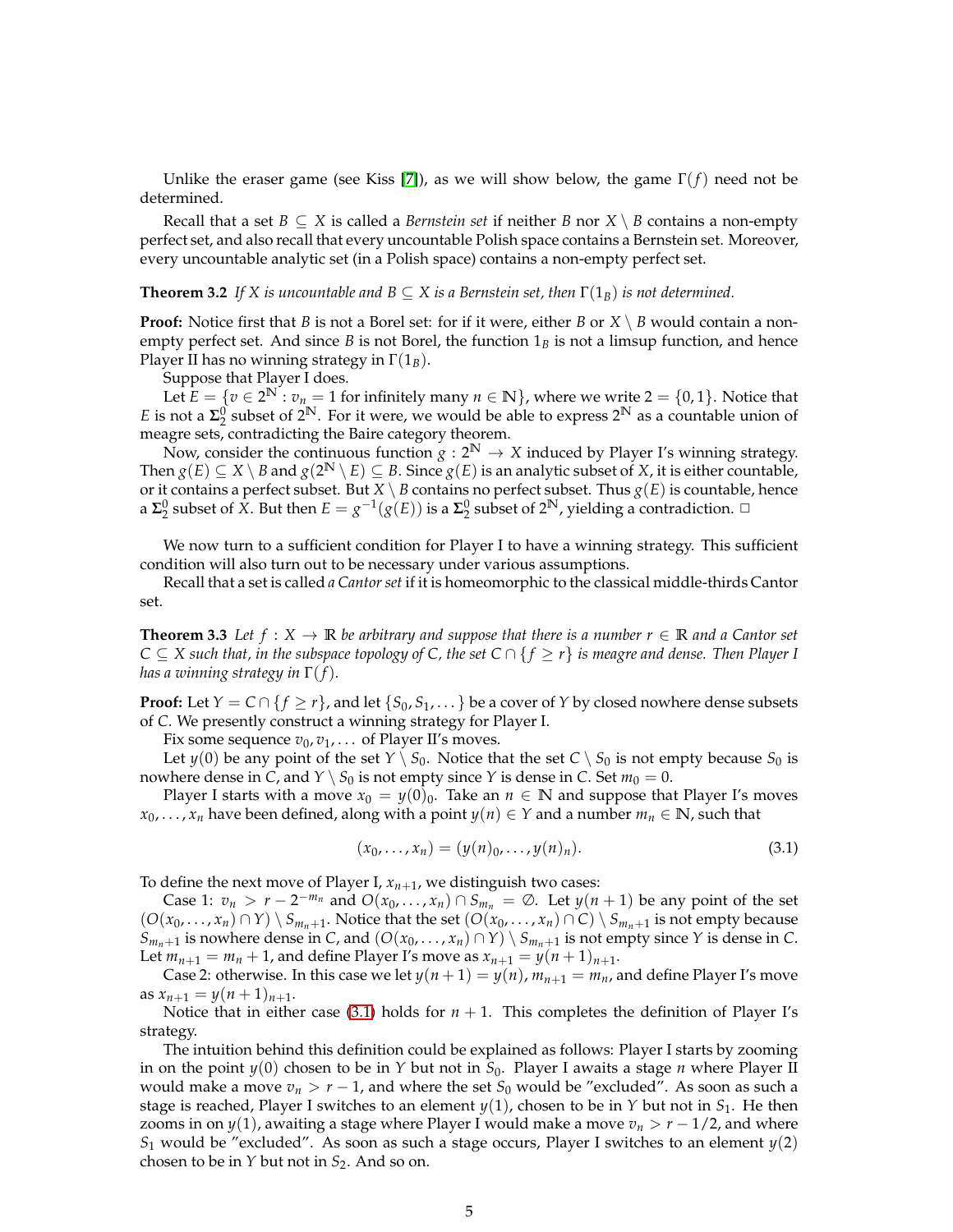Unlike the eraser game (see Kiss [7]), as we will show below, the game $\Gamma(f)$ need not be determined.

Recall that a set $B \subseteq X$ is called a *Bernstein set* if neither $B$ nor $X \setminus B$ contains a non-empty perfect set, and also recall that every uncountable Polish space contains a Bernstein set. Moreover, every uncountable analytic set (in a Polish space) contains a non-empty perfect set.

**Theorem 3.2** *If $X$ is uncountable and $B \subseteq X$ is a Bernstein set, then $\Gamma(1_B)$ is not determined.*

**Proof:** Notice first that $B$ is not a Borel set: for if it were, either $B$ or $X \setminus B$ would contain a non-empty perfect set. And since $B$ is not Borel, the function $1_B$ is not a limsup function, and hence Player II has no winning strategy in $\Gamma(1_B)$.

Suppose that Player I does.

Let $E = \{v \in 2^{\mathbb{N}} : v_n = 1 \text{ for infinitely many } n \in \mathbb{N}\}$, where we write $2 = \{0, 1\}$. Notice that $E$ is not a $\mathbf{\Sigma}^0_2$ subset of $2^{\mathbb{N}}$. For it were, we would be able to express $2^{\mathbb{N}}$ as a countable union of meagre sets, contradicting the Baire category theorem.

Now, consider the continuous function $g : 2^{\mathbb{N}} \to X$ induced by Player I's winning strategy. Then $g(E) \subseteq X \setminus B$ and $g(2^{\mathbb{N}} \setminus E) \subseteq B$. Since $g(E)$ is an analytic subset of $X$, it is either countable, or it contains a perfect subset. But $X \setminus B$ contains no perfect subset. Thus $g(E)$ is countable, hence a $\mathbf{\Sigma}^0_2$ subset of $X$. But then $E = g^{-1}(g(E))$ is a $\mathbf{\Sigma}^0_2$ subset of $2^{\mathbb{N}}$, yielding a contradiction. □

We now turn to a sufficient condition for Player I to have a winning strategy. This sufficient condition will also turn out to be necessary under various assumptions.

Recall that a set is called *a Cantor set* if it is homeomorphic to the classical middle-thirds Cantor set.

**Theorem 3.3** *Let $f : X \to \mathbb{R}$ be arbitrary and suppose that there is a number $r \in \mathbb{R}$ and a Cantor set $C \subseteq X$ such that, in the subspace topology of $C$, the set $C \cap \{f \geq r\}$ is meagre and dense. Then Player I has a winning strategy in $\Gamma(f)$.*

**Proof:** Let $Y = C \cap \{f \geq r\}$, and let $\{S_0, S_1, \dots\}$ be a cover of $Y$ by closed nowhere dense subsets of $C$. We presently construct a winning strategy for Player I.

Fix some sequence $v_0, v_1, \dots$ of Player II's moves.

Let $y(0)$ be any point of the set $Y \setminus S_0$. Notice that the set $C \setminus S_0$ is not empty because $S_0$ is nowhere dense in $C$, and $Y \setminus S_0$ is not empty since $Y$ is dense in $C$. Set $m_0 = 0$.

Player I starts with a move $x_0 = y(0)_0$. Take an $n \in \mathbb{N}$ and suppose that Player I's moves $x_0, \dots, x_n$ have been defined, along with a point $y(n) \in Y$ and a number $m_n \in \mathbb{N}$, such that

$$(x_0, \dots, x_n) = (y(n)_0, \dots, y(n)_n). \tag{3.1}$$

To define the next move of Player I, $x_{n+1}$, we distinguish two cases:

Case 1: $v_n > r - 2^{-m_n}$ and $O(x_0, \dots, x_n) \cap S_{m_n} = \emptyset$. Let $y(n+1)$ be any point of the set $(O(x_0, \dots, x_n) \cap Y) \setminus S_{m_n+1}$. Notice that the set $(O(x_0, \dots, x_n) \cap C) \setminus S_{m_n+1}$ is not empty because $S_{m_n+1}$ is nowhere dense in $C$, and $(O(x_0, \dots, x_n) \cap Y) \setminus S_{m_n+1}$ is not empty since $Y$ is dense in $C$. Let $m_{n+1} = m_n + 1$, and define Player I's move as $x_{n+1} = y(n+1)_{n+1}$.

Case 2: otherwise. In this case we let $y(n+1) = y(n)$, $m_{n+1} = m_n$, and define Player I's move as $x_{n+1} = y(n+1)_{n+1}$.

Notice that in either case (3.1) holds for $n + 1$. This completes the definition of Player I's strategy.

The intuition behind this definition could be explained as follows: Player I starts by zooming in on the point $y(0)$ chosen to be in $Y$ but not in $S_0$. Player I awaits a stage $n$ where Player II would make a move $v_n > r - 1$, and where the set $S_0$ would be "excluded". As soon as such a stage is reached, Player I switches to an element $y(1)$, chosen to be in $Y$ but not in $S_1$. He then zooms in on $y(1)$, awaiting a stage where Player I would make a move $v_n > r - 1/2$, and where $S_1$ would be "excluded". As soon as such a stage occurs, Player I switches to an element $y(2)$ chosen to be in $Y$ but not in $S_2$. And so on.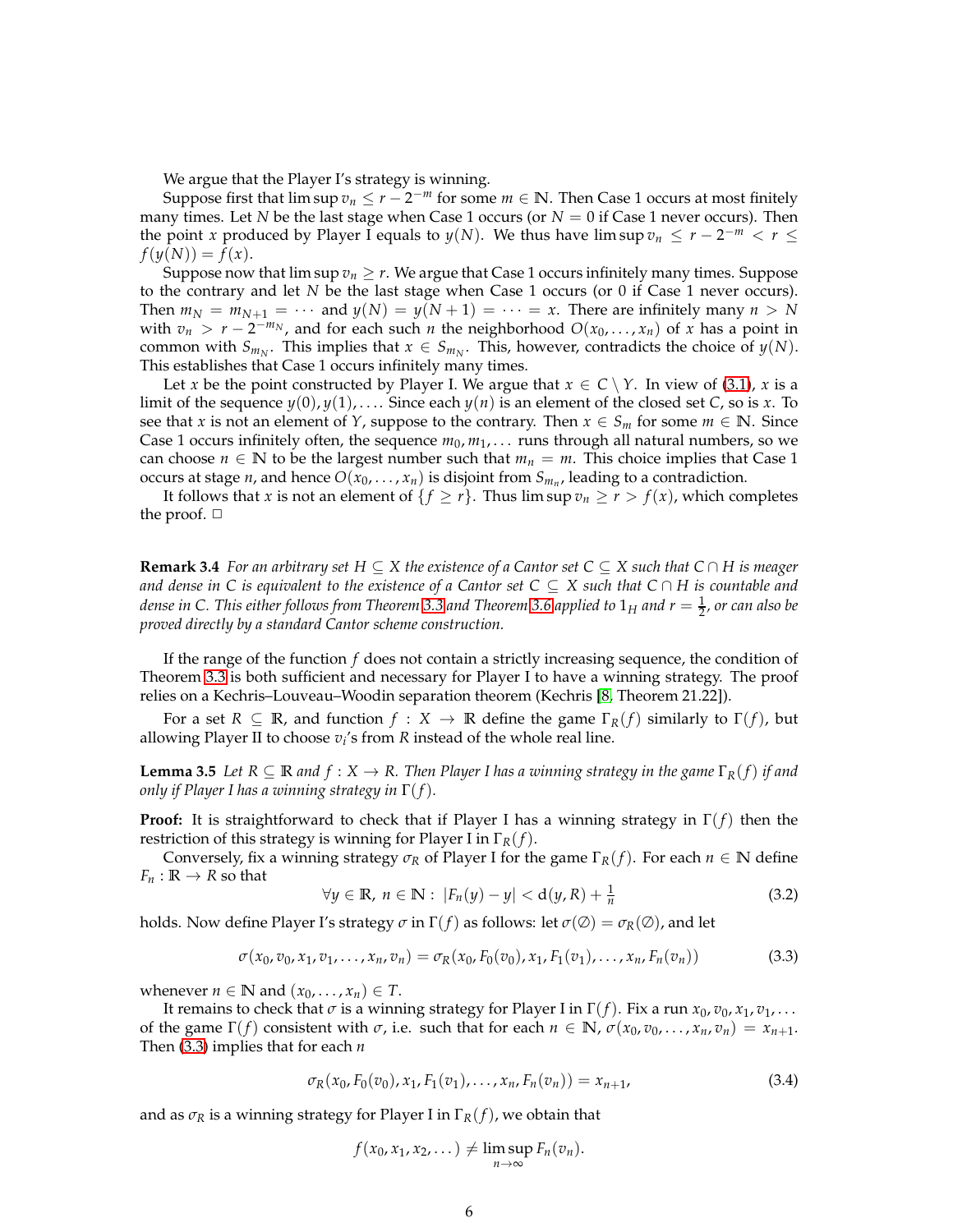We argue that the Player I's strategy is winning.

Suppose first that $\limsup v_n \leq r - 2^{-m}$ for some $m \in \mathbb{N}$. Then Case 1 occurs at most finitely many times. Let $N$ be the last stage when Case 1 occurs (or $N = 0$ if Case 1 never occurs). Then the point $x$ produced by Player I equals to $y(N)$. We thus have $\limsup v_n \leq r - 2^{-m} < r \leq f(y(N)) = f(x)$.

Suppose now that $\limsup v_n \geq r$. We argue that Case 1 occurs infinitely many times. Suppose to the contrary and let $N$ be the last stage when Case 1 occurs (or 0 if Case 1 never occurs). Then $m_N = m_{N+1} = \cdots$ and $y(N) = y(N+1) = \cdots = x$. There are infinitely many $n > N$ with $v_n > r - 2^{-m_N}$, and for each such $n$ the neighborhood $O(x_0, \dots, x_n)$ of $x$ has a point in common with $S_{m_N}$. This implies that $x \in S_{m_N}$. This, however, contradicts the choice of $y(N)$. This establishes that Case 1 occurs infinitely many times.

Let $x$ be the point constructed by Player I. We argue that $x \in C \setminus Y$. In view of (3.1), $x$ is a limit of the sequence $y(0), y(1), \dots$. Since each $y(n)$ is an element of the closed set $C$, so is $x$. To see that $x$ is not an element of $Y$, suppose to the contrary. Then $x \in S_m$ for some $m \in \mathbb{N}$. Since Case 1 occurs infinitely often, the sequence $m_0, m_1, \dots$ runs through all natural numbers, so we can choose $n \in \mathbb{N}$ to be the largest number such that $m_n = m$. This choice implies that Case 1 occurs at stage $n$, and hence $O(x_0, \dots, x_n)$ is disjoint from $S_{m_n}$, leading to a contradiction.

It follows that $x$ is not an element of $\{f \geq r\}$. Thus $\limsup v_n \geq r > f(x)$, which completes the proof. □

**Remark 3.4** *For an arbitrary set $H \subseteq X$ the existence of a Cantor set $C \subseteq X$ such that $C \cap H$ is meager and dense in $C$ is equivalent to the existence of a Cantor set $C \subseteq X$ such that $C \cap H$ is countable and dense in $C$. This either follows from Theorem 3.3 and Theorem 3.6 applied to $1_H$ and $r = \frac{1}{2}$, or can also be proved directly by a standard Cantor scheme construction.*

If the range of the function $f$ does not contain a strictly increasing sequence, the condition of Theorem 3.3 is both sufficient and necessary for Player I to have a winning strategy. The proof relies on a Kechris–Louveau–Woodin separation theorem (Kechris [8, Theorem 21.22]).

For a set $R \subseteq \mathbb{R}$, and function $f : X \to \mathbb{R}$ define the game $\Gamma_R(f)$ similarly to $\Gamma(f)$, but allowing Player II to choose $v_i$'s from $R$ instead of the whole real line.

**Lemma 3.5** *Let $R \subseteq \mathbb{R}$ and $f : X \to R$. Then Player I has a winning strategy in the game $\Gamma_R(f)$ if and only if Player I has a winning strategy in $\Gamma(f)$.*

**Proof:** It is straightforward to check that if Player I has a winning strategy in $\Gamma(f)$ then the restriction of this strategy is winning for Player I in $\Gamma_R(f)$.

Conversely, fix a winning strategy $\sigma_R$ of Player I for the game $\Gamma_R(f)$. For each $n \in \mathbb{N}$ define $F_n : \mathbb{R} \to R$ so that

$$\forall y \in \mathbb{R},\ n \in \mathbb{N} :\ |F_n(y) - y| < \mathrm{d}(y, R) + \tfrac{1}{n} \tag{3.2}$$

holds. Now define Player I's strategy $\sigma$ in $\Gamma(f)$ as follows: let $\sigma(\emptyset) = \sigma_R(\emptyset)$, and let

$$\sigma(x_0, v_0, x_1, v_1, \dots, x_n, v_n) = \sigma_R(x_0, F_0(v_0), x_1, F_1(v_1), \dots, x_n, F_n(v_n)) \tag{3.3}$$

whenever $n \in \mathbb{N}$ and $(x_0, \dots, x_n) \in T$.

It remains to check that $\sigma$ is a winning strategy for Player I in $\Gamma(f)$. Fix a run $x_0, v_0, x_1, v_1, \dots$ of the game $\Gamma(f)$ consistent with $\sigma$, i.e. such that for each $n \in \mathbb{N}$, $\sigma(x_0, v_0, \dots, x_n, v_n) = x_{n+1}$. Then (3.3) implies that for each $n$

$$\sigma_R(x_0, F_0(v_0), x_1, F_1(v_1), \dots, x_n, F_n(v_n)) = x_{n+1}, \tag{3.4}$$

and as $\sigma_R$ is a winning strategy for Player I in $\Gamma_R(f)$, we obtain that

$$f(x_0, x_1, x_2, \dots) \neq \limsup_{n \to \infty} F_n(v_n).$$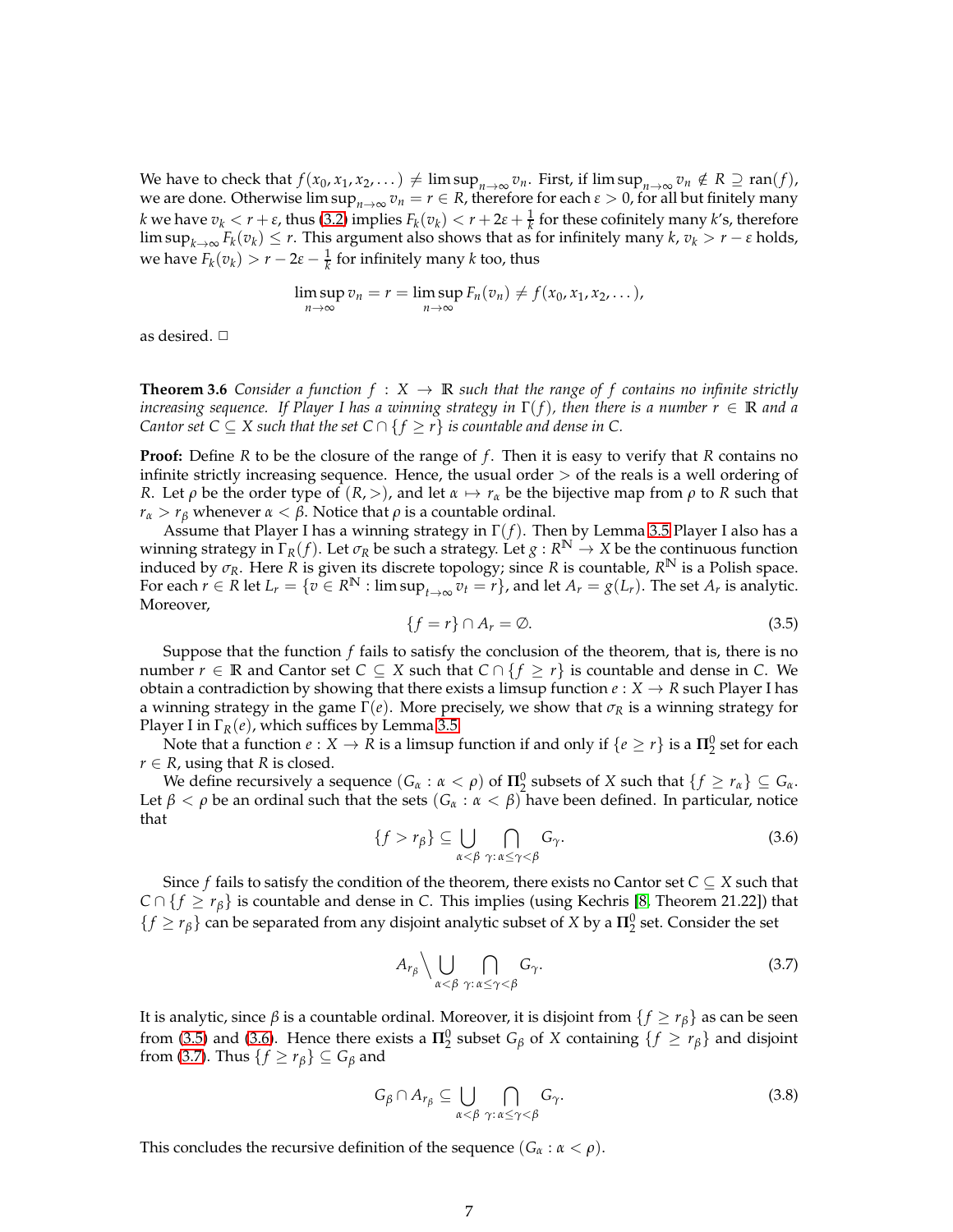We have to check that $f(x_0, x_1, x_2, \dots) \neq \limsup_{n\to\infty} v_n$. First, if $\limsup_{n\to\infty} v_n \notin R \supseteq \mathrm{ran}(f)$, we are done. Otherwise $\limsup_{n\to\infty} v_n = r \in R$, therefore for each $\varepsilon > 0$, for all but finitely many $k$ we have $v_k < r + \varepsilon$, thus (3.2) implies $F_k(v_k) < r + 2\varepsilon + \frac{1}{k}$ for these cofinitely many $k$'s, therefore $\limsup_{k\to\infty} F_k(v_k) \leq r$. This argument also shows that as for infinitely many $k$, $v_k > r - \varepsilon$ holds, we have $F_k(v_k) > r - 2\varepsilon - \frac{1}{k}$ for infinitely many $k$ too, thus

$$\limsup_{n\to\infty} v_n = r = \limsup_{n\to\infty} F_n(v_n) \neq f(x_0, x_1, x_2, \dots),$$

as desired. □

**Theorem 3.6** *Consider a function $f : X \to \mathbb{R}$ such that the range of $f$ contains no infinite strictly increasing sequence. If Player I has a winning strategy in $\Gamma(f)$, then there is a number $r \in \mathbb{R}$ and a Cantor set $C \subseteq X$ such that the set $C \cap \{f \geq r\}$ is countable and dense in $C$.*

**Proof:** Define $R$ to be the closure of the range of $f$. Then it is easy to verify that $R$ contains no infinite strictly increasing sequence. Hence, the usual order $>$ of the reals is a well ordering of $R$. Let $\rho$ be the order type of $(R, >)$, and let $\alpha \mapsto r_\alpha$ be the bijective map from $\rho$ to $R$ such that $r_\alpha > r_\beta$ whenever $\alpha < \beta$. Notice that $\rho$ is a countable ordinal.

Assume that Player I has a winning strategy in $\Gamma(f)$. Then by Lemma 3.5 Player I also has a winning strategy in $\Gamma_R(f)$. Let $\sigma_R$ be such a strategy. Let $g : R^{\mathbb{N}} \to X$ be the continuous function induced by $\sigma_R$. Here $R$ is given its discrete topology; since $R$ is countable, $R^{\mathbb{N}}$ is a Polish space. For each $r \in R$ let $L_r = \{v \in R^{\mathbb{N}} : \limsup_{t\to\infty} v_t = r\}$, and let $A_r = g(L_r)$. The set $A_r$ is analytic. Moreover,

$$\{f = r\} \cap A_r = \emptyset. \tag{3.5}$$

Suppose that the function $f$ fails to satisfy the conclusion of the theorem, that is, there is no number $r \in \mathbb{R}$ and Cantor set $C \subseteq X$ such that $C \cap \{f \geq r\}$ is countable and dense in $C$. We obtain a contradiction by showing that there exists a limsup function $e : X \to R$ such Player I has a winning strategy in the game $\Gamma(e)$. More precisely, we show that $\sigma_R$ is a winning strategy for Player I in $\Gamma_R(e)$, which suffices by Lemma 3.5.

Note that a function $e : X \to R$ is a limsup function if and only if $\{e \geq r\}$ is a $\mathbf{\Pi}^0_2$ set for each $r \in R$, using that $R$ is closed.

We define recursively a sequence $(G_\alpha : \alpha < \rho)$ of $\mathbf{\Pi}^0_2$ subsets of $X$ such that $\{f \geq r_\alpha\} \subseteq G_\alpha$. Let $\beta < \rho$ be an ordinal such that the sets $(G_\alpha : \alpha < \beta)$ have been defined. In particular, notice that

$$\{f > r_\beta\} \subseteq \bigcup_{\alpha<\beta} \bigcap_{\gamma:\,\alpha\leq\gamma<\beta} G_\gamma. \tag{3.6}$$

Since $f$ fails to satisfy the condition of the theorem, there exists no Cantor set $C \subseteq X$ such that $C \cap \{f \geq r_\beta\}$ is countable and dense in $C$. This implies (using Kechris [8, Theorem 21.22]) that $\{f \geq r_\beta\}$ can be separated from any disjoint analytic subset of $X$ by a $\mathbf{\Pi}^0_2$ set. Consider the set

$$A_{r_\beta} \Big\backslash \bigcup_{\alpha<\beta} \bigcap_{\gamma:\,\alpha\leq\gamma<\beta} G_\gamma. \tag{3.7}$$

It is analytic, since $\beta$ is a countable ordinal. Moreover, it is disjoint from $\{f \geq r_\beta\}$ as can be seen from (3.5) and (3.6). Hence there exists a $\mathbf{\Pi}^0_2$ subset $G_\beta$ of $X$ containing $\{f \geq r_\beta\}$ and disjoint from (3.7). Thus $\{f \geq r_\beta\} \subseteq G_\beta$ and

$$G_\beta \cap A_{r_\beta} \subseteq \bigcup_{\alpha<\beta} \bigcap_{\gamma:\,\alpha\leq\gamma<\beta} G_\gamma. \tag{3.8}$$

This concludes the recursive definition of the sequence $(G_\alpha : \alpha < \rho)$.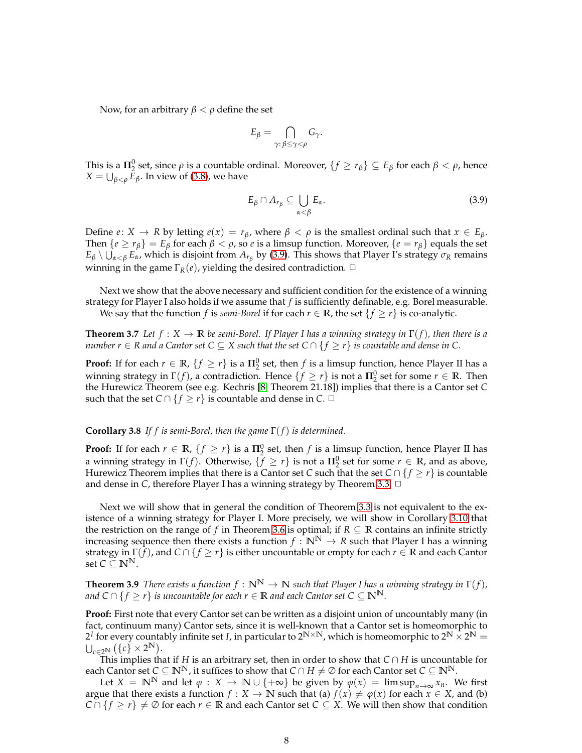Now, for an arbitrary $\beta < \rho$ define the set

$$E_\beta = \bigcap_{\gamma\colon \beta \leq \gamma < \rho} G_\gamma.$$

This is a $\mathbf{\Pi}^0_2$ set, since $\rho$ is a countable ordinal. Moreover, $\{f \geq r_\beta\} \subseteq E_\beta$ for each $\beta < \rho$, hence $X = \bigcup_{\beta<\rho} E_\beta$. In view of (3.8), we have

$$E_\beta \cap A_{r_\beta} \subseteq \bigcup_{\alpha<\beta} E_\alpha. \tag{3.9}$$

Define $e\colon X \to R$ by letting $e(x) = r_\beta$, where $\beta < \rho$ is the smallest ordinal such that $x \in E_\beta$. Then $\{e \geq r_\beta\} = E_\beta$ for each $\beta < \rho$, so $e$ is a limsup function. Moreover, $\{e = r_\beta\}$ equals the set $E_\beta \setminus \bigcup_{\alpha<\beta} E_\alpha$, which is disjoint from $A_{r_\beta}$ by (3.9). This shows that Player I's strategy $\sigma_R$ remains winning in the game $\Gamma_R(e)$, yielding the desired contradiction. □

Next we show that the above necessary and sufficient condition for the existence of a winning strategy for Player I also holds if we assume that $f$ is sufficiently definable, e.g. Borel measurable.

We say that the function $f$ is *semi-Borel* if for each $r \in \mathbb{R}$, the set $\{f \geq r\}$ is co-analytic.

**Theorem 3.7** *Let $f : X \to \mathbb{R}$ be semi-Borel. If Player I has a winning strategy in $\Gamma(f)$, then there is a number $r \in R$ and a Cantor set $C \subseteq X$ such that the set $C \cap \{f \geq r\}$ is countable and dense in $C$.*

**Proof:** If for each $r \in \mathbb{R}$, $\{f \geq r\}$ is a $\mathbf{\Pi}^0_2$ set, then $f$ is a limsup function, hence Player II has a winning strategy in $\Gamma(f)$, a contradiction. Hence $\{f \geq r\}$ is not a $\mathbf{\Pi}^0_2$ set for some $r \in \mathbb{R}$. Then the Hurewicz Theorem (see e.g. Kechris [8, Theorem 21.18]) implies that there is a Cantor set $C$ such that the set $C \cap \{f \geq r\}$ is countable and dense in $C$. □

**Corollary 3.8** *If $f$ is semi-Borel, then the game $\Gamma(f)$ is determined.*

**Proof:** If for each $r \in \mathbb{R}$, $\{f \geq r\}$ is a $\mathbf{\Pi}^0_2$ set, then $f$ is a limsup function, hence Player II has a winning strategy in $\Gamma(f)$. Otherwise, $\{f \geq r\}$ is not a $\mathbf{\Pi}^0_2$ set for some $r \in \mathbb{R}$, and as above, Hurewicz Theorem implies that there is a Cantor set $C$ such that the set $C \cap \{f \geq r\}$ is countable and dense in $C$, therefore Player I has a winning strategy by Theorem 3.3. □

Next we will show that in general the condition of Theorem 3.3 is not equivalent to the existence of a winning strategy for Player I. More precisely, we will show in Corollary 3.10 that the restriction on the range of $f$ in Theorem 3.6 is optimal; if $R \subseteq \mathbb{R}$ contains an infinite strictly increasing sequence then there exists a function $f : \mathbb{N}^\mathbb{N} \to R$ such that Player I has a winning strategy in $\Gamma(f)$, and $C \cap \{f \geq r\}$ is either uncountable or empty for each $r \in \mathbb{R}$ and each Cantor set $C \subseteq \mathbb{N}^\mathbb{N}$.

**Theorem 3.9** *There exists a function $f : \mathbb{N}^\mathbb{N} \to \mathbb{N}$ such that Player I has a winning strategy in $\Gamma(f)$, and $C \cap \{f \geq r\}$ is uncountable for each $r \in \mathbb{R}$ and each Cantor set $C \subseteq \mathbb{N}^\mathbb{N}$.*

**Proof:** First note that every Cantor set can be written as a disjoint union of uncountably many (in fact, continuum many) Cantor sets, since it is well-known that a Cantor set is homeomorphic to $2^I$ for every countably infinite set $I$, in particular to $2^{\mathbb{N}\times\mathbb{N}}$, which is homeomorphic to $2^\mathbb{N} \times 2^\mathbb{N} = \bigcup_{c\in 2^\mathbb{N}} \left(\{c\} \times 2^\mathbb{N}\right)$.

This implies that if $H$ is an arbitrary set, then in order to show that $C \cap H$ is uncountable for each Cantor set $C \subseteq \mathbb{N}^\mathbb{N}$, it suffices to show that $C \cap H \neq \emptyset$ for each Cantor set $C \subseteq \mathbb{N}^\mathbb{N}$.

Let $X = \mathbb{N}^\mathbb{N}$ and let $\varphi : X \to \mathbb{N} \cup \{+\infty\}$ be given by $\varphi(x) = \limsup_{n\to\infty} x_n$. We first argue that there exists a function $f : X \to \mathbb{N}$ such that (a) $f(x) \neq \varphi(x)$ for each $x \in X$, and (b) $C \cap \{f \geq r\} \neq \emptyset$ for each $r \in \mathbb{R}$ and each Cantor set $C \subseteq X$. We will then show that condition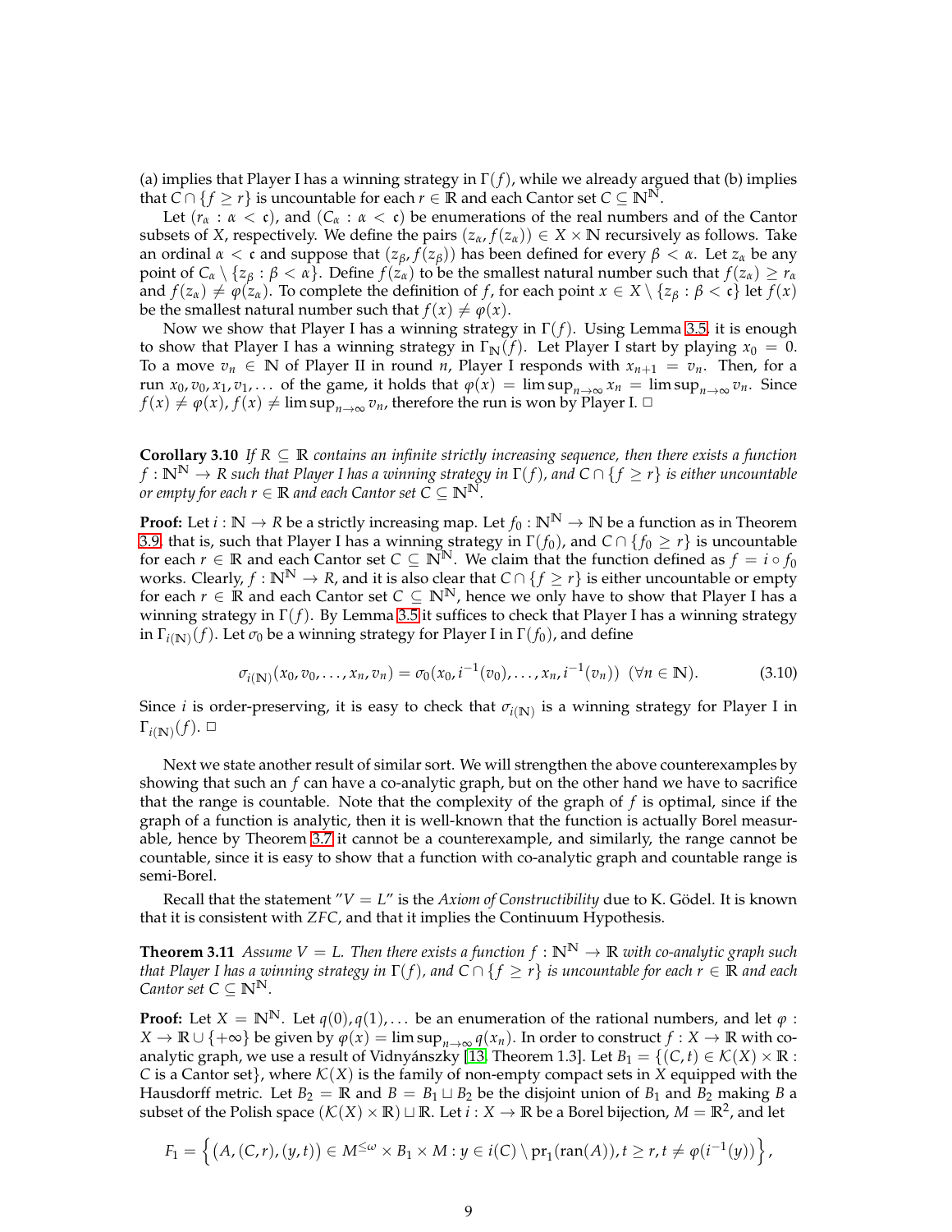(a) implies that Player I has a winning strategy in $\Gamma(f)$, while we already argued that (b) implies that $C \cap \{f \geq r\}$ is uncountable for each $r \in \mathbb{R}$ and each Cantor set $C \subseteq \mathbb{N}^{\mathbb{N}}$.

Let $(r_\alpha : \alpha < \mathfrak{c})$, and $(C_\alpha : \alpha < \mathfrak{c})$ be enumerations of the real numbers and of the Cantor subsets of $X$, respectively. We define the pairs $(z_\alpha, f(z_\alpha)) \in X \times \mathbb{N}$ recursively as follows. Take an ordinal $\alpha < \mathfrak{c}$ and suppose that $(z_\beta, f(z_\beta))$ has been defined for every $\beta < \alpha$. Let $z_\alpha$ be any point of $C_\alpha \setminus \{z_\beta : \beta < \alpha\}$. Define $f(z_\alpha)$ to be the smallest natural number such that $f(z_\alpha) \geq r_\alpha$ and $f(z_\alpha) \neq \varphi(z_\alpha)$. To complete the definition of $f$, for each point $x \in X \setminus \{z_\beta : \beta < \mathfrak{c}\}$ let $f(x)$ be the smallest natural number such that $f(x) \neq \varphi(x)$.

Now we show that Player I has a winning strategy in $\Gamma(f)$. Using Lemma 3.5 it is enough to show that Player I has a winning strategy in $\Gamma_{\mathbb{N}}(f)$. Let Player I start by playing $x_0 = 0$. To a move $v_n \in \mathbb{N}$ of Player II in round $n$, Player I responds with $x_{n+1} = v_n$. Then, for a run $x_0, v_0, x_1, v_1, \ldots$ of the game, it holds that $\varphi(x) = \limsup_{n\to\infty} x_n = \limsup_{n\to\infty} v_n$. Since $f(x) \neq \varphi(x)$, $f(x) \neq \limsup_{n\to\infty} v_n$, therefore the run is won by Player I. □

**Corollary 3.10** *If $R \subseteq \mathbb{R}$ contains an infinite strictly increasing sequence, then there exists a function $f : \mathbb{N}^{\mathbb{N}} \to R$ such that Player I has a winning strategy in $\Gamma(f)$, and $C \cap \{f \geq r\}$ is either uncountable or empty for each $r \in \mathbb{R}$ and each Cantor set $C \subseteq \mathbb{N}^{\mathbb{N}}$.*

**Proof:** Let $i : \mathbb{N} \to R$ be a strictly increasing map. Let $f_0 : \mathbb{N}^{\mathbb{N}} \to \mathbb{N}$ be a function as in Theorem 3.9, that is, such that Player I has a winning strategy in $\Gamma(f_0)$, and $C \cap \{f_0 \geq r\}$ is uncountable for each $r \in \mathbb{R}$ and each Cantor set $C \subseteq \mathbb{N}^{\mathbb{N}}$. We claim that the function defined as $f = i \circ f_0$ works. Clearly, $f : \mathbb{N}^{\mathbb{N}} \to R$, and it is also clear that $C \cap \{f \geq r\}$ is either uncountable or empty for each $r \in \mathbb{R}$ and each Cantor set $C \subseteq \mathbb{N}^{\mathbb{N}}$, hence we only have to show that Player I has a winning strategy in $\Gamma(f)$. By Lemma 3.5 it suffices to check that Player I has a winning strategy in $\Gamma_{i(\mathbb{N})}(f)$. Let $\sigma_0$ be a winning strategy for Player I in $\Gamma(f_0)$, and define

$$\sigma_{i(\mathbb{N})}(x_0, v_0, \ldots, x_n, v_n) = \sigma_0(x_0, i^{-1}(v_0), \ldots, x_n, i^{-1}(v_n)) \ \ (\forall n \in \mathbb{N}). \tag{3.10}$$

Since $i$ is order-preserving, it is easy to check that $\sigma_{i(\mathbb{N})}$ is a winning strategy for Player I in $\Gamma_{i(\mathbb{N})}(f)$. □

Next we state another result of similar sort. We will strengthen the above counterexamples by showing that such an $f$ can have a co-analytic graph, but on the other hand we have to sacrifice that the range is countable. Note that the complexity of the graph of $f$ is optimal, since if the graph of a function is analytic, then it is well-known that the function is actually Borel measurable, hence by Theorem 3.7 it cannot be a counterexample, and similarly, the range cannot be countable, since it is easy to show that a function with co-analytic graph and countable range is semi-Borel.

Recall that the statement "$V = L$" is the *Axiom of Constructibility* due to K. Gödel. It is known that it is consistent with *ZFC*, and that it implies the Continuum Hypothesis.

**Theorem 3.11** *Assume $V = L$. Then there exists a function $f : \mathbb{N}^{\mathbb{N}} \to \mathbb{R}$ with co-analytic graph such that Player I has a winning strategy in $\Gamma(f)$, and $C \cap \{f \geq r\}$ is uncountable for each $r \in \mathbb{R}$ and each Cantor set $C \subseteq \mathbb{N}^{\mathbb{N}}$.*

**Proof:** Let $X = \mathbb{N}^{\mathbb{N}}$. Let $q(0), q(1), \ldots$ be an enumeration of the rational numbers, and let $\varphi : X \to \mathbb{R} \cup \{+\infty\}$ be given by $\varphi(x) = \limsup_{n\to\infty} q(x_n)$. In order to construct $f : X \to \mathbb{R}$ with co-analytic graph, we use a result of Vidnyánszky [13, Theorem 1.3]. Let $B_1 = \{(C, t) \in \mathcal{K}(X) \times \mathbb{R} : C \text{ is a Cantor set}\}$, where $\mathcal{K}(X)$ is the family of non-empty compact sets in $X$ equipped with the Hausdorff metric. Let $B_2 = \mathbb{R}$ and $B = B_1 \sqcup B_2$ be the disjoint union of $B_1$ and $B_2$ making $B$ a subset of the Polish space $(\mathcal{K}(X) \times \mathbb{R}) \sqcup \mathbb{R}$. Let $i : X \to \mathbb{R}$ be a Borel bijection, $M = \mathbb{R}^2$, and let

$$F_1 = \left\{ (A, (C, r), (y, t)) \in M^{\leq \omega} \times B_1 \times M : y \in i(C) \setminus \mathrm{pr}_1(\mathrm{ran}(A)), t \geq r, t \neq \varphi(i^{-1}(y)) \right\},$$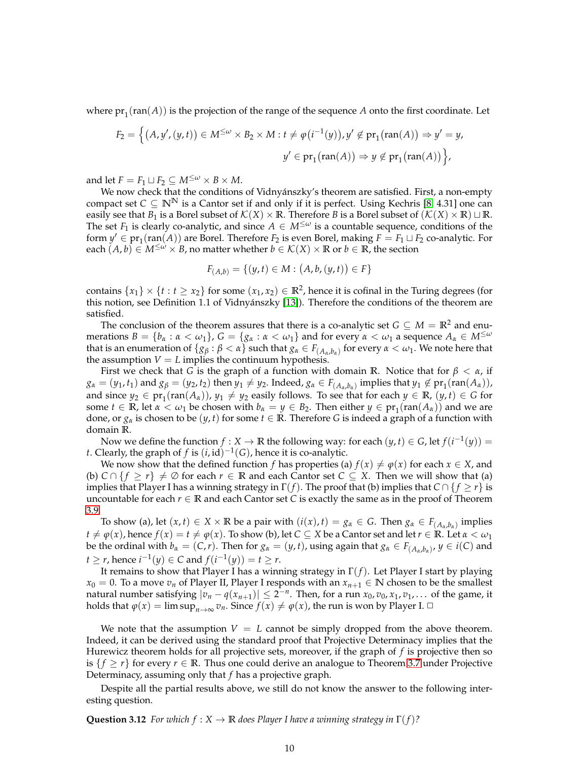where $\mathrm{pr}_1(\mathrm{ran}(A))$ is the projection of the range of the sequence $A$ onto the first coordinate. Let

$$F_2 = \Big\{ \big(A, y', (y,t)\big) \in M^{\leq\omega} \times B_2 \times M : t \neq \varphi\big(i^{-1}(y)\big), y' \notin \mathrm{pr}_1\big(\mathrm{ran}(A)\big) \Rightarrow y' = y,$$
$$y' \in \mathrm{pr}_1\big(\mathrm{ran}(A)\big) \Rightarrow y \notin \mathrm{pr}_1\big(\mathrm{ran}(A)\big) \Big\},$$

and let $F = F_1 \sqcup F_2 \subseteq M^{\leq\omega} \times B \times M$.

We now check that the conditions of Vidnyánszky's theorem are satisfied. First, a non-empty compact set $C \subseteq \mathbb{N}^{\mathbb{N}}$ is a Cantor set if and only if it is perfect. Using Kechris [8, 4.31] one can easily see that $B_1$ is a Borel subset of $\mathcal{K}(X) \times \mathbb{R}$. Therefore $B$ is a Borel subset of $(\mathcal{K}(X) \times \mathbb{R}) \sqcup \mathbb{R}$. The set $F_1$ is clearly co-analytic, and since $A \in M^{\leq\omega}$ is a countable sequence, conditions of the form $y' \in \mathrm{pr}_1(\mathrm{ran}(A))$ are Borel. Therefore $F_2$ is even Borel, making $F = F_1 \sqcup F_2$ co-analytic. For each $(A, b) \in M^{\leq\omega} \times B$, no matter whether $b \in \mathcal{K}(X) \times \mathbb{R}$ or $b \in \mathbb{R}$, the section

$$F_{(A,b)} = \{(y,t) \in M : \big(A, b, (y,t)\big) \in F\}$$

contains $\{x_1\} \times \{t : t \geq x_2\}$ for some $(x_1, x_2) \in \mathbb{R}^2$, hence it is cofinal in the Turing degrees (for this notion, see Definition 1.1 of Vidnyánszky [13]). Therefore the conditions of the theorem are satisfied.

The conclusion of the theorem assures that there is a co-analytic set $G \subseteq M = \mathbb{R}^2$ and enumerations $B = \{b_\alpha : \alpha < \omega_1\}$, $G = \{g_\alpha : \alpha < \omega_1\}$ and for every $\alpha < \omega_1$ a sequence $A_\alpha \in M^{\leq\omega}$ that is an enumeration of $\{g_\beta : \beta < \alpha\}$ such that $g_\alpha \in F_{(A_\alpha, b_\alpha)}$ for every $\alpha < \omega_1$. We note here that the assumption $V = L$ implies the continuum hypothesis.

First we check that $G$ is the graph of a function with domain $\mathbb{R}$. Notice that for $\beta < \alpha$, if $g_\alpha = (y_1, t_1)$ and $g_\beta = (y_2, t_2)$ then $y_1 \neq y_2$. Indeed, $g_\alpha \in F_{(A_\alpha, b_\alpha)}$ implies that $y_1 \notin \mathrm{pr}_1(\mathrm{ran}(A_\alpha))$, and since $y_2 \in \mathrm{pr}_1(\mathrm{ran}(A_\alpha))$, $y_1 \neq y_2$ easily follows. To see that for each $y \in \mathbb{R}$, $(y,t) \in G$ for some $t \in \mathbb{R}$, let $\alpha < \omega_1$ be chosen with $b_\alpha = y \in B_2$. Then either $y \in \mathrm{pr}_1(\mathrm{ran}(A_\alpha))$ and we are done, or $g_\alpha$ is chosen to be $(y,t)$ for some $t \in \mathbb{R}$. Therefore $G$ is indeed a graph of a function with domain $\mathbb{R}$.

Now we define the function $f : X \to \mathbb{R}$ the following way: for each $(y,t) \in G$, let $f(i^{-1}(y)) = t$. Clearly, the graph of $f$ is $(i, \mathrm{id})^{-1}(G)$, hence it is co-analytic.

We now show that the defined function $f$ has properties (a) $f(x) \neq \varphi(x)$ for each $x \in X$, and (b) $C \cap \{f \geq r\} \neq \emptyset$ for each $r \in \mathbb{R}$ and each Cantor set $C \subseteq X$. Then we will show that (a) implies that Player I has a winning strategy in $\Gamma(f)$. The proof that (b) implies that $C \cap \{f \geq r\}$ is uncountable for each $r \in \mathbb{R}$ and each Cantor set $C$ is exactly the same as in the proof of Theorem 3.9.

To show (a), let $(x,t) \in X \times \mathbb{R}$ be a pair with $(i(x), t) = g_\alpha \in G$. Then $g_\alpha \in F_{(A_\alpha, b_\alpha)}$ implies $t \neq \varphi(x)$, hence $f(x) = t \neq \varphi(x)$. To show (b), let $C \subseteq X$ be a Cantor set and let $r \in \mathbb{R}$. Let $\alpha < \omega_1$ be the ordinal with $b_\alpha = (C, r)$. Then for $g_\alpha = (y,t)$, using again that $g_\alpha \in F_{(A_\alpha, b_\alpha)}$, $y \in i(C)$ and $t \geq r$, hence $i^{-1}(y) \in C$ and $f(i^{-1}(y)) = t \geq r$.

It remains to show that Player I has a winning strategy in $\Gamma(f)$. Let Player I start by playing $x_0 = 0$. To a move $v_n$ of Player II, Player I responds with an $x_{n+1} \in \mathbb{N}$ chosen to be the smallest natural number satisfying $|v_n - q(x_{n+1})| \leq 2^{-n}$. Then, for a run $x_0, v_0, x_1, v_1, \ldots$ of the game, it holds that $\varphi(x) = \limsup_{n\to\infty} v_n$. Since $f(x) \neq \varphi(x)$, the run is won by Player I. $\square$

We note that the assumption $V = L$ cannot be simply dropped from the above theorem. Indeed, it can be derived using the standard proof that Projective Determinacy implies that the Hurewicz theorem holds for all projective sets, moreover, if the graph of $f$ is projective then so is $\{f \geq r\}$ for every $r \in \mathbb{R}$. Thus one could derive an analogue to Theorem 3.7 under Projective Determinacy, assuming only that $f$ has a projective graph.

Despite all the partial results above, we still do not know the answer to the following interesting question.

**Question 3.12** *For which $f : X \to \mathbb{R}$ does Player I have a winning strategy in $\Gamma(f)$?*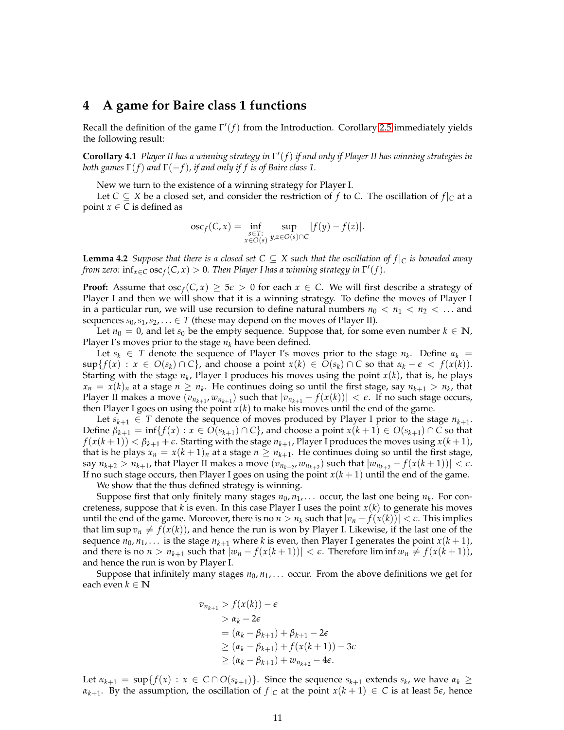## 4 A game for Baire class 1 functions

Recall the definition of the game $\Gamma'(f)$ from the Introduction. Corollary 2.5 immediately yields the following result:

**Corollary 4.1** *Player II has a winning strategy in $\Gamma'(f)$ if and only if Player II has winning strategies in both games $\Gamma(f)$ and $\Gamma(-f)$, if and only if $f$ is of Baire class 1.*

New we turn to the existence of a winning strategy for Player I.

Let $C \subseteq X$ be a closed set, and consider the restriction of $f$ to $C$. The oscillation of $f|_C$ at a point $x \in C$ is defined as

$$\mathrm{osc}_f(C, x) = \inf_{\substack{s \in T: \\ x \in O(s)}} \sup_{y,z \in O(s) \cap C} |f(y) - f(z)|.$$

**Lemma 4.2** *Suppose that there is a closed set $C \subseteq X$ such that the oscillation of $f|_C$ is bounded away from zero: $\inf_{x \in C} \mathrm{osc}_f(C, x) > 0$. Then Player I has a winning strategy in $\Gamma'(f)$.*

**Proof:** Assume that $\mathrm{osc}_f(C, x) \geq 5\epsilon > 0$ for each $x \in C$. We will first describe a strategy of Player I and then we will show that it is a winning strategy. To define the moves of Player I in a particular run, we will use recursion to define natural numbers $n_0 < n_1 < n_2 < \ldots$ and sequences $s_0, s_1, s_2, \ldots \in T$ (these may depend on the moves of Player II).

Let $n_0 = 0$, and let $s_0$ be the empty sequence. Suppose that, for some even number $k \in \mathbb{N}$, Player I's moves prior to the stage $n_k$ have been defined.

Let $s_k \in T$ denote the sequence of Player I's moves prior to the stage $n_k$. Define $\alpha_k = \sup\{f(x) : x \in O(s_k) \cap C\}$, and choose a point $x(k) \in O(s_k) \cap C$ so that $\alpha_k - \epsilon < f(x(k))$. Starting with the stage $n_k$, Player I produces his moves using the point $x(k)$, that is, he plays $x_n = x(k)_n$ at a stage $n \geq n_k$. He continues doing so until the first stage, say $n_{k+1} > n_k$, that Player II makes a move $(v_{n_{k+1}}, w_{n_{k+1}})$ such that $|v_{n_{k+1}} - f(x(k))| < \epsilon$. If no such stage occurs, then Player I goes on using the point $x(k)$ to make his moves until the end of the game.

Let $s_{k+1} \in T$ denote the sequence of moves produced by Player I prior to the stage $n_{k+1}$. Define $\beta_{k+1} = \inf\{f(x) : x \in O(s_{k+1}) \cap C\}$, and choose a point $x(k+1) \in O(s_{k+1}) \cap C$ so that $f(x(k+1)) < \beta_{k+1} + \epsilon$. Starting with the stage $n_{k+1}$, Player I produces the moves using $x(k+1)$, that is he plays $x_n = x(k+1)_n$ at a stage $n \geq n_{k+1}$. He continues doing so until the first stage, say $n_{k+2} > n_{k+1}$, that Player II makes a move $(v_{n_{k+2}}, w_{n_{k+2}})$ such that $|w_{n_{k+2}} - f(x(k+1))| < \epsilon$. If no such stage occurs, then Player I goes on using the point $x(k+1)$ until the end of the game.

We show that the thus defined strategy is winning.

Suppose first that only finitely many stages $n_0, n_1, \ldots$ occur, the last one being $n_k$. For concreteness, suppose that $k$ is even. In this case Player I uses the point $x(k)$ to generate his moves until the end of the game. Moreover, there is no $n > n_k$ such that $|v_n - f(x(k))| < \epsilon$. This implies that $\limsup v_n \neq f(x(k))$, and hence the run is won by Player I. Likewise, if the last one of the sequence $n_0, n_1, \ldots$ is the stage $n_{k+1}$ where $k$ is even, then Player I generates the point $x(k+1)$, and there is no $n > n_{k+1}$ such that $|w_n - f(x(k+1))| < \epsilon$. Therefore $\liminf w_n \neq f(x(k+1))$, and hence the run is won by Player I.

Suppose that infinitely many stages $n_0, n_1, \ldots$ occur. From the above definitions we get for each even $k \in \mathbb{N}$

$$\begin{aligned}
v_{n_{k+1}} &> f(x(k)) - \epsilon \\
&> \alpha_k - 2\epsilon \\
&= (\alpha_k - \beta_{k+1}) + \beta_{k+1} - 2\epsilon \\
&\geq (\alpha_k - \beta_{k+1}) + f(x(k+1)) - 3\epsilon \\
&\geq (\alpha_k - \beta_{k+1}) + w_{n_{k+2}} - 4\epsilon.
\end{aligned}$$

Let $\alpha_{k+1} = \sup\{f(x) : x \in C \cap O(s_{k+1})\}$. Since the sequence $s_{k+1}$ extends $s_k$, we have $\alpha_k \geq \alpha_{k+1}$. By the assumption, the oscillation of $f|_C$ at the point $x(k+1) \in C$ is at least $5\epsilon$, hence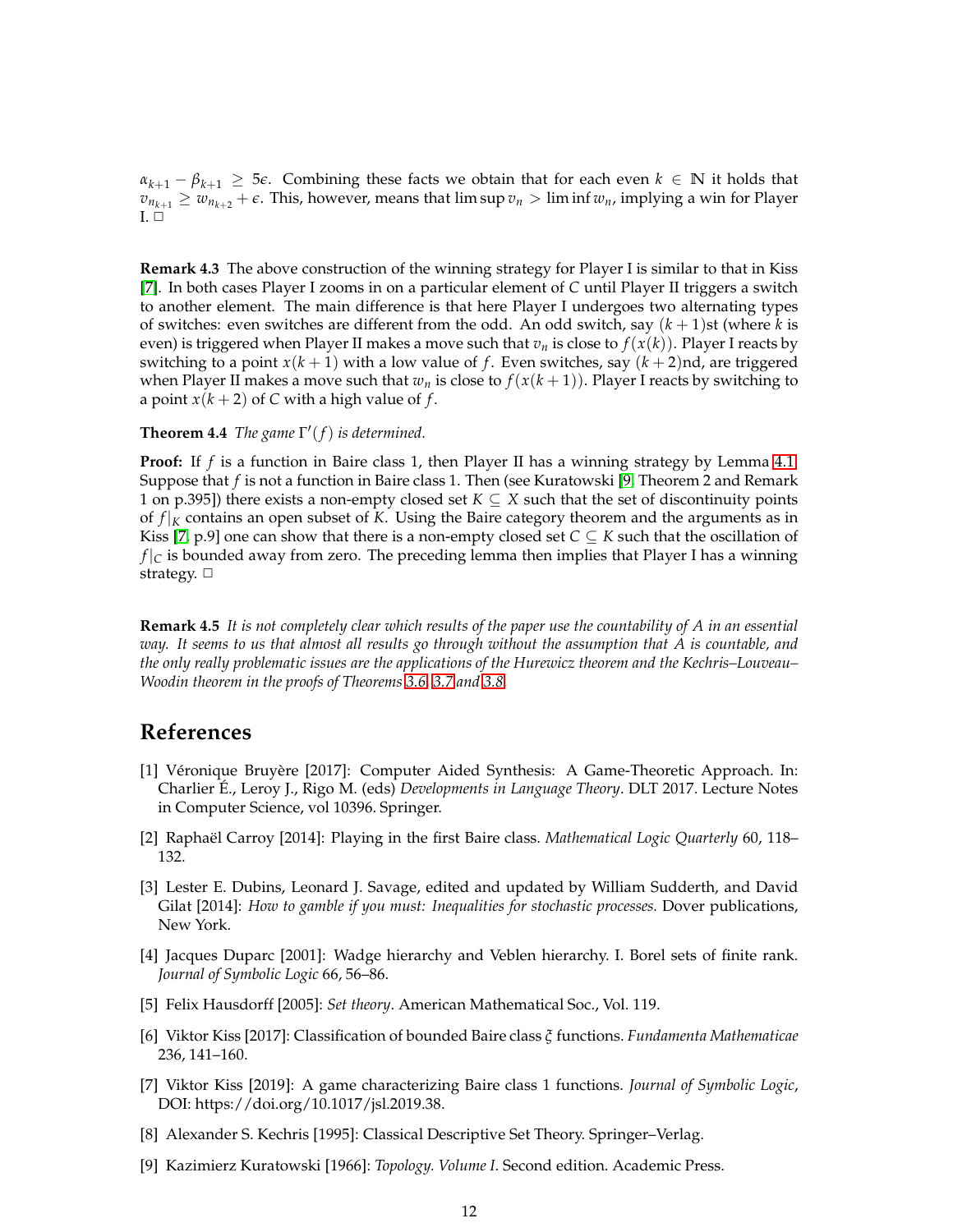$\alpha_{k+1} - \beta_{k+1} \geq 5\epsilon$. Combining these facts we obtain that for each even $k \in \mathbb{N}$ it holds that $v_{n_{k+1}} \geq w_{n_{k+2}} + \epsilon$. This, however, means that $\limsup v_n > \liminf w_n$, implying a win for Player I. □

**Remark 4.3** The above construction of the winning strategy for Player I is similar to that in Kiss [7]. In both cases Player I zooms in on a particular element of $C$ until Player II triggers a switch to another element. The main difference is that here Player I undergoes two alternating types of switches: even switches are different from the odd. An odd switch, say $(k+1)$st (where $k$ is even) is triggered when Player II makes a move such that $v_n$ is close to $f(x(k))$. Player I reacts by switching to a point $x(k+1)$ with a low value of $f$. Even switches, say $(k+2)$nd, are triggered when Player II makes a move such that $w_n$ is close to $f(x(k+1))$. Player I reacts by switching to a point $x(k+2)$ of $C$ with a high value of $f$.

**Theorem 4.4** *The game $\Gamma'(f)$ is determined.*

**Proof:** If $f$ is a function in Baire class 1, then Player II has a winning strategy by Lemma 4.1. Suppose that $f$ is not a function in Baire class 1. Then (see Kuratowski [9, Theorem 2 and Remark 1 on p.395]) there exists a non-empty closed set $K \subseteq X$ such that the set of discontinuity points of $f|_K$ contains an open subset of $K$. Using the Baire category theorem and the arguments as in Kiss [7, p.9] one can show that there is a non-empty closed set $C \subseteq K$ such that the oscillation of $f|_C$ is bounded away from zero. The preceding lemma then implies that Player I has a winning strategy. □

**Remark 4.5** *It is not completely clear which results of the paper use the countability of $A$ in an essential way. It seems to us that almost all results go through without the assumption that $A$ is countable, and the only really problematic issues are the applications of the Hurewicz theorem and the Kechris–Louveau–Woodin theorem in the proofs of Theorems 3.6, 3.7 and 3.8.*

## References

[1] Véronique Bruyère [2017]: Computer Aided Synthesis: A Game-Theoretic Approach. In: Charlier É., Leroy J., Rigo M. (eds) *Developments in Language Theory*. DLT 2017. Lecture Notes in Computer Science, vol 10396. Springer.

[2] Raphaël Carroy [2014]: Playing in the first Baire class. *Mathematical Logic Quarterly* 60, 118–132.

[3] Lester E. Dubins, Leonard J. Savage, edited and updated by William Sudderth, and David Gilat [2014]: *How to gamble if you must: Inequalities for stochastic processes.* Dover publications, New York.

[4] Jacques Duparc [2001]: Wadge hierarchy and Veblen hierarchy. I. Borel sets of finite rank. *Journal of Symbolic Logic* 66, 56–86.

[5] Felix Hausdorff [2005]: *Set theory*. American Mathematical Soc., Vol. 119.

[6] Viktor Kiss [2017]: Classification of bounded Baire class $\xi$ functions. *Fundamenta Mathematicae* 236, 141–160.

[7] Viktor Kiss [2019]: A game characterizing Baire class 1 functions. *Journal of Symbolic Logic*, DOI: https://doi.org/10.1017/jsl.2019.38.

[8] Alexander S. Kechris [1995]: Classical Descriptive Set Theory. Springer–Verlag.

[9] Kazimierz Kuratowski [1966]: *Topology. Volume I*. Second edition. Academic Press.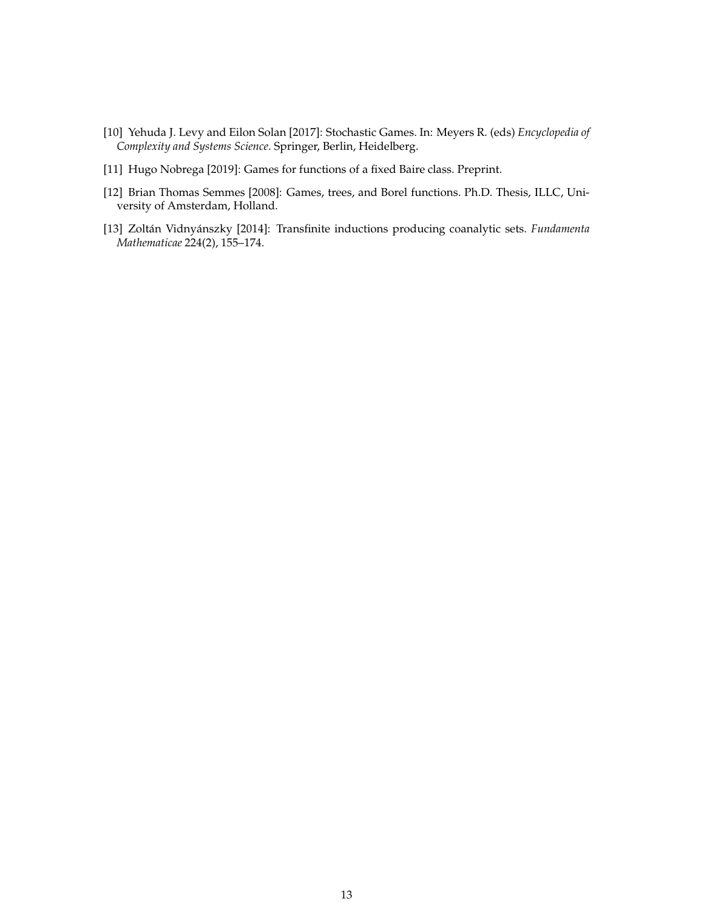[10] Yehuda J. Levy and Eilon Solan [2017]: Stochastic Games. In: Meyers R. (eds) *Encyclopedia of Complexity and Systems Science*. Springer, Berlin, Heidelberg.

[11] Hugo Nobrega [2019]: Games for functions of a fixed Baire class. Preprint.

[12] Brian Thomas Semmes [2008]: Games, trees, and Borel functions. Ph.D. Thesis, ILLC, University of Amsterdam, Holland.

[13] Zoltán Vidnyánszky [2014]: Transfinite inductions producing coanalytic sets. *Fundamenta Mathematicae* 224(2), 155–174.